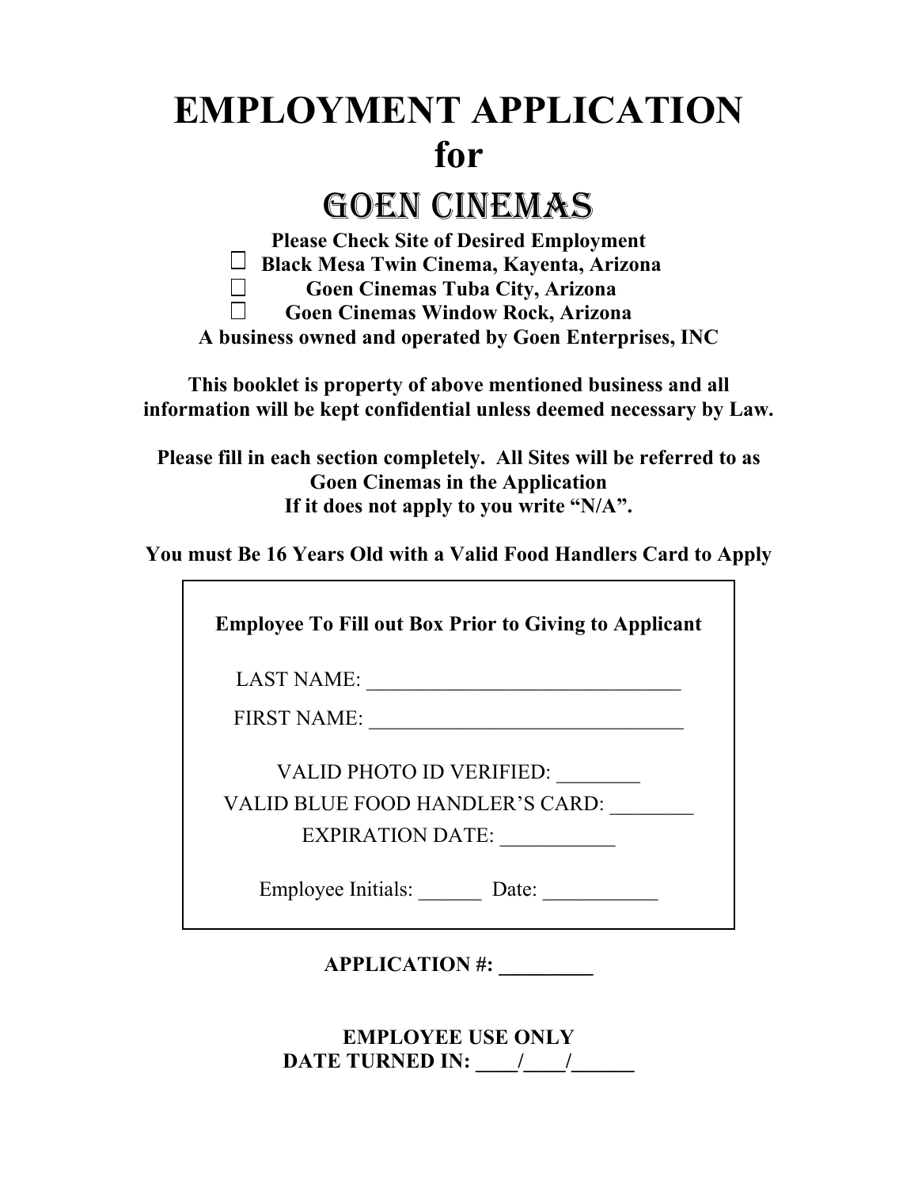# EMPLOYMENT APPLICATION
# for
# GOEN CINEMAS

**Please Check Site of Desired Employment**

- ☐ **Black Mesa Twin Cinema, Kayenta, Arizona**
- ☐ **Goen Cinemas Tuba City, Arizona**
- ☐ **Goen Cinemas Window Rock, Arizona**

**A business owned and operated by Goen Enterprises, INC**

**This booklet is property of above mentioned business and all information will be kept confidential unless deemed necessary by Law.**

**Please fill in each section completely. All Sites will be referred to as Goen Cinemas in the Application**
**If it does not apply to you write "N/A".**

**You must Be 16 Years Old with a Valid Food Handlers Card to Apply**

---

**Employee To Fill out Box Prior to Giving to Applicant**

LAST NAME: ______________________________

FIRST NAME: ______________________________

VALID PHOTO ID VERIFIED: ________

VALID BLUE FOOD HANDLER'S CARD: ________

EXPIRATION DATE: ___________

Employee Initials: ______ Date: ___________

---

**APPLICATION #: _________**

**EMPLOYEE USE ONLY**
**DATE TURNED IN: ____/____/______**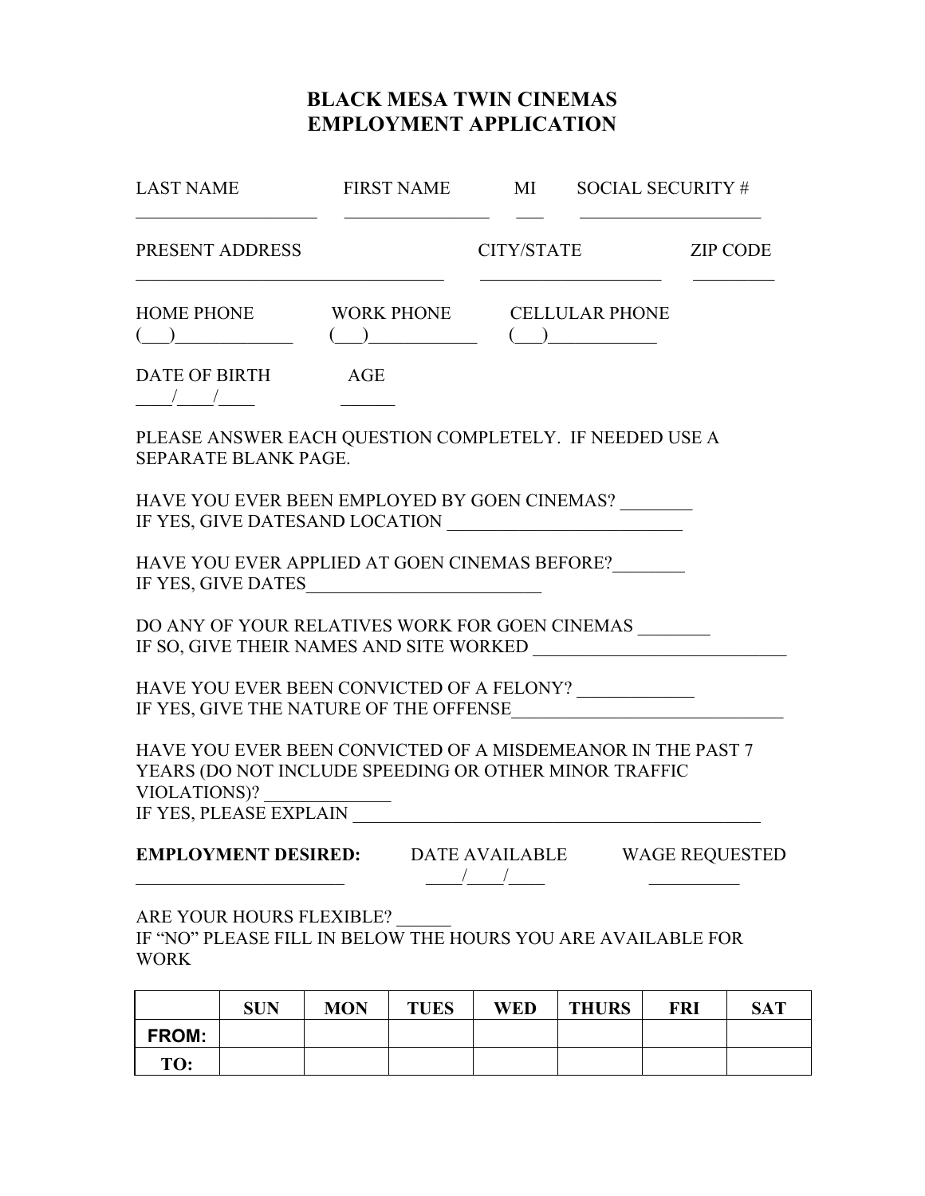# BLACK MESA TWIN CINEMAS
# EMPLOYMENT APPLICATION

LAST NAME ____________________ FIRST NAME ________________ MI ___ SOCIAL SECURITY # ____________________

PRESENT ADDRESS __________________________________ CITY/STATE ____________________ ZIP CODE _________

HOME PHONE (___)____________ WORK PHONE (___)___________ CELLULAR PHONE (___)___________

DATE OF BIRTH ____/____/____ AGE ______

PLEASE ANSWER EACH QUESTION COMPLETELY. IF NEEDED USE A SEPARATE BLANK PAGE.

HAVE YOU EVER BEEN EMPLOYED BY GOEN CINEMAS? ________
IF YES, GIVE DATESAND LOCATION __________________________

HAVE YOU EVER APPLIED AT GOEN CINEMAS BEFORE?________
IF YES, GIVE DATES__________________________

DO ANY OF YOUR RELATIVES WORK FOR GOEN CINEMAS ________
IF SO, GIVE THEIR NAMES AND SITE WORKED ____________________________

HAVE YOU EVER BEEN CONVICTED OF A FELONY? _____________
IF YES, GIVE THE NATURE OF THE OFFENSE______________________________

HAVE YOU EVER BEEN CONVICTED OF A MISDEMEANOR IN THE PAST 7 YEARS (DO NOT INCLUDE SPEEDING OR OTHER MINOR TRAFFIC VIOLATIONS)? _____________
IF YES, PLEASE EXPLAIN ______________________________________________

**EMPLOYMENT DESIRED:** ________________________ DATE AVAILABLE ____/____/____ WAGE REQUESTED __________

ARE YOUR HOURS FLEXIBLE? ______
IF "NO" PLEASE FILL IN BELOW THE HOURS YOU ARE AVAILABLE FOR WORK

| | SUN | MON | TUES | WED | THURS | FRI | SAT |
|---|---|---|---|---|---|---|---|
| **FROM:** | | | | | | | |
| **TO:** | | | | | | | |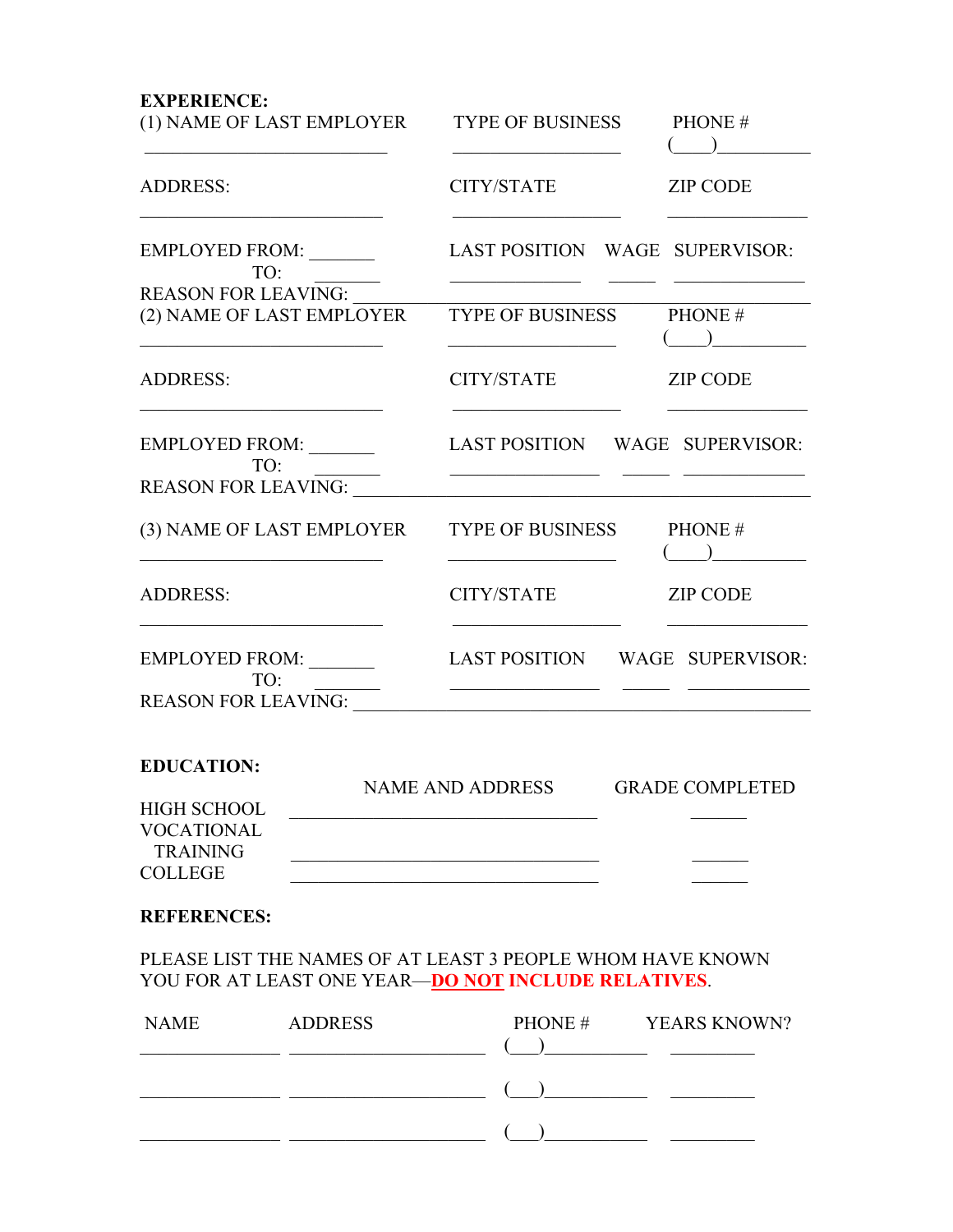**EXPERIENCE:**

(1) NAME OF LAST EMPLOYER ____________________ TYPE OF BUSINESS ____________________ PHONE # (____)__________

ADDRESS: ____________________ CITY/STATE ____________________ ZIP CODE ____________________

EMPLOYED FROM: _______ TO: _______

LAST POSITION __________ WAGE _____ SUPERVISOR: __________

REASON FOR LEAVING: ________________________________________

(2) NAME OF LAST EMPLOYER ____________________ TYPE OF BUSINESS ____________________ PHONE # (____)__________

ADDRESS: ____________________ CITY/STATE ____________________ ZIP CODE ____________________

EMPLOYED FROM: _______ TO: _______

LAST POSITION __________ WAGE _____ SUPERVISOR: __________

REASON FOR LEAVING: ________________________________________

(3) NAME OF LAST EMPLOYER ____________________ TYPE OF BUSINESS ____________________ PHONE # (____)__________

ADDRESS: ____________________ CITY/STATE ____________________ ZIP CODE ____________________

EMPLOYED FROM: _______ TO: _______

LAST POSITION __________ WAGE _____ SUPERVISOR: __________

REASON FOR LEAVING: ________________________________________

**EDUCATION:**

| | NAME AND ADDRESS | GRADE COMPLETED |
|---|---|---|
| HIGH SCHOOL | ______________________________ | ______ |
| VOCATIONAL TRAINING | ______________________________ | ______ |
| COLLEGE | ______________________________ | ______ |

**REFERENCES:**

PLEASE LIST THE NAMES OF AT LEAST 3 PEOPLE WHOM HAVE KNOWN YOU FOR AT LEAST ONE YEAR—**DO NOT INCLUDE RELATIVES**.

| NAME | ADDRESS | PHONE # | YEARS KNOWN? |
|---|---|---|---|
| ______________ | ____________________ | (___)__________ | _________ |
| ______________ | ____________________ | (___)__________ | _________ |
| ______________ | ____________________ | (___)__________ | _________ |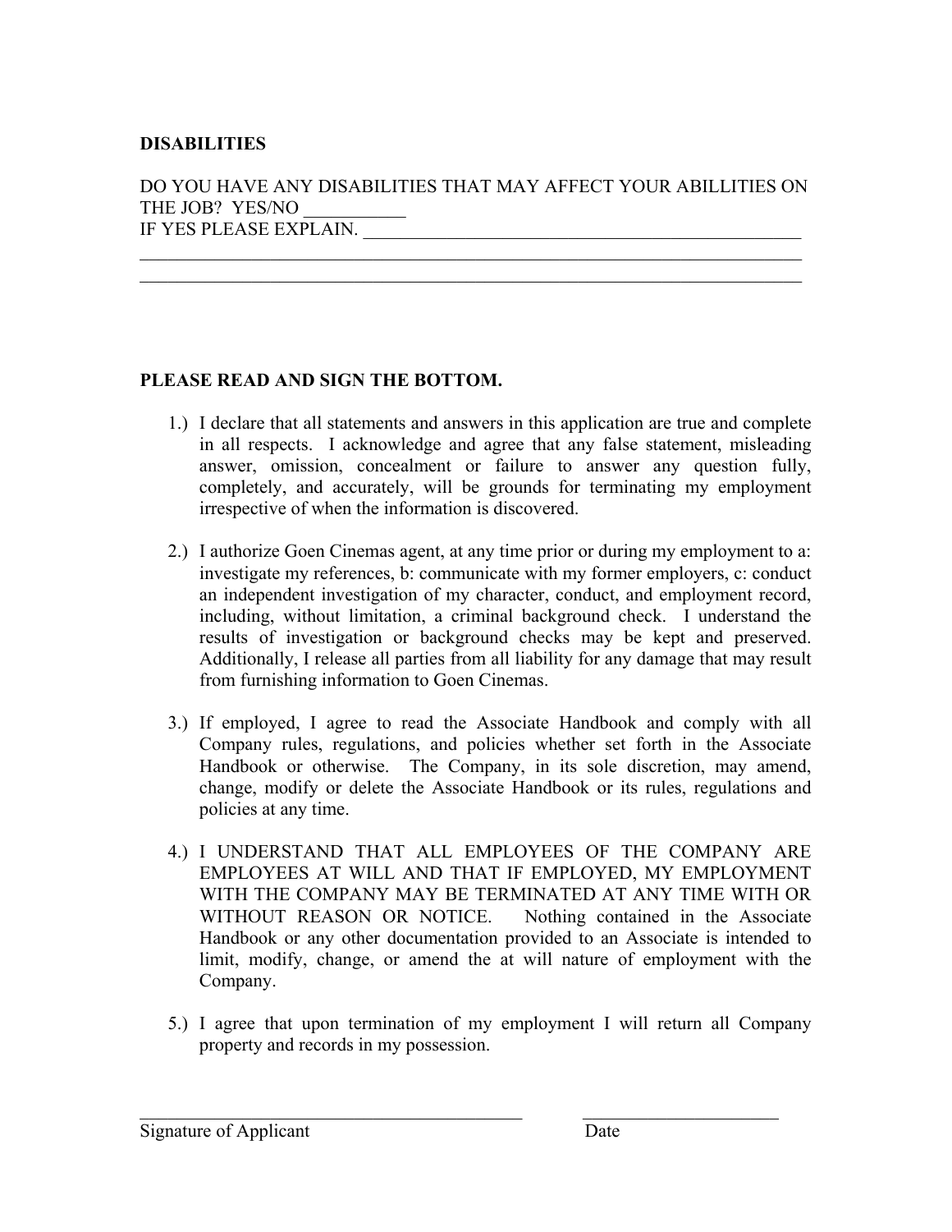**DISABILITIES**

DO YOU HAVE ANY DISABILITIES THAT MAY AFFECT YOUR ABILLITIES ON THE JOB? YES/NO ___________
IF YES PLEASE EXPLAIN. ___________________________________________________
___________________________________________________________________________
___________________________________________________________________________

**PLEASE READ AND SIGN THE BOTTOM.**

1.) I declare that all statements and answers in this application are true and complete in all respects. I acknowledge and agree that any false statement, misleading answer, omission, concealment or failure to answer any question fully, completely, and accurately, will be grounds for terminating my employment irrespective of when the information is discovered.

2.) I authorize Goen Cinemas agent, at any time prior or during my employment to a: investigate my references, b: communicate with my former employers, c: conduct an independent investigation of my character, conduct, and employment record, including, without limitation, a criminal background check. I understand the results of investigation or background checks may be kept and preserved. Additionally, I release all parties from all liability for any damage that may result from furnishing information to Goen Cinemas.

3.) If employed, I agree to read the Associate Handbook and comply with all Company rules, regulations, and policies whether set forth in the Associate Handbook or otherwise. The Company, in its sole discretion, may amend, change, modify or delete the Associate Handbook or its rules, regulations and policies at any time.

4.) I UNDERSTAND THAT ALL EMPLOYEES OF THE COMPANY ARE EMPLOYEES AT WILL AND THAT IF EMPLOYED, MY EMPLOYMENT WITH THE COMPANY MAY BE TERMINATED AT ANY TIME WITH OR WITHOUT REASON OR NOTICE. Nothing contained in the Associate Handbook or any other documentation provided to an Associate is intended to limit, modify, change, or amend the at will nature of employment with the Company.

5.) I agree that upon termination of my employment I will return all Company property and records in my possession.

_________________________________________ &nbsp;&nbsp;&nbsp;&nbsp; _____________________
Signature of Applicant &nbsp;&nbsp;&nbsp;&nbsp;&nbsp;&nbsp;&nbsp;&nbsp;&nbsp;&nbsp;&nbsp;&nbsp;&nbsp;&nbsp;&nbsp;&nbsp;&nbsp;&nbsp;&nbsp;&nbsp;&nbsp;&nbsp;&nbsp;&nbsp;&nbsp;&nbsp;&nbsp;&nbsp;&nbsp;&nbsp;&nbsp;&nbsp; Date